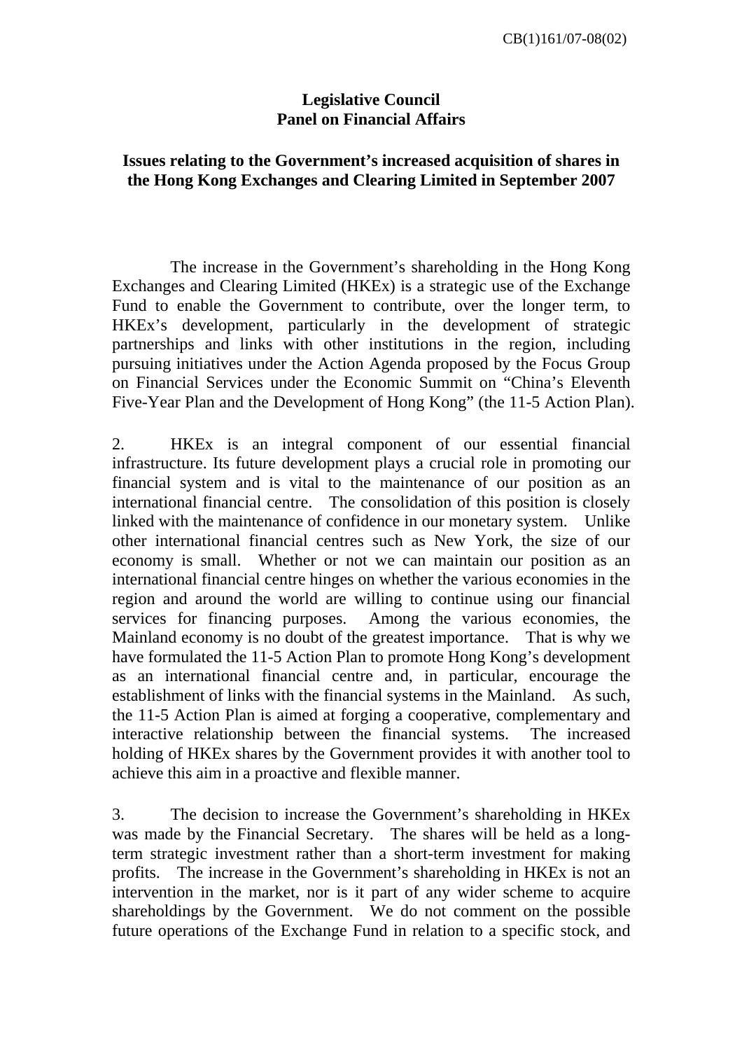CB(1)161/07-08(02)

**Legislative Council**
**Panel on Financial Affairs**

**Issues relating to the Government's increased acquisition of shares in the Hong Kong Exchanges and Clearing Limited in September 2007**

The increase in the Government's shareholding in the Hong Kong Exchanges and Clearing Limited (HKEx) is a strategic use of the Exchange Fund to enable the Government to contribute, over the longer term, to HKEx's development, particularly in the development of strategic partnerships and links with other institutions in the region, including pursuing initiatives under the Action Agenda proposed by the Focus Group on Financial Services under the Economic Summit on "China's Eleventh Five-Year Plan and the Development of Hong Kong" (the 11-5 Action Plan).

2. HKEx is an integral component of our essential financial infrastructure. Its future development plays a crucial role in promoting our financial system and is vital to the maintenance of our position as an international financial centre. The consolidation of this position is closely linked with the maintenance of confidence in our monetary system. Unlike other international financial centres such as New York, the size of our economy is small. Whether or not we can maintain our position as an international financial centre hinges on whether the various economies in the region and around the world are willing to continue using our financial services for financing purposes. Among the various economies, the Mainland economy is no doubt of the greatest importance. That is why we have formulated the 11-5 Action Plan to promote Hong Kong's development as an international financial centre and, in particular, encourage the establishment of links with the financial systems in the Mainland. As such, the 11-5 Action Plan is aimed at forging a cooperative, complementary and interactive relationship between the financial systems. The increased holding of HKEx shares by the Government provides it with another tool to achieve this aim in a proactive and flexible manner.

3. The decision to increase the Government's shareholding in HKEx was made by the Financial Secretary. The shares will be held as a long-term strategic investment rather than a short-term investment for making profits. The increase in the Government's shareholding in HKEx is not an intervention in the market, nor is it part of any wider scheme to acquire shareholdings by the Government. We do not comment on the possible future operations of the Exchange Fund in relation to a specific stock, and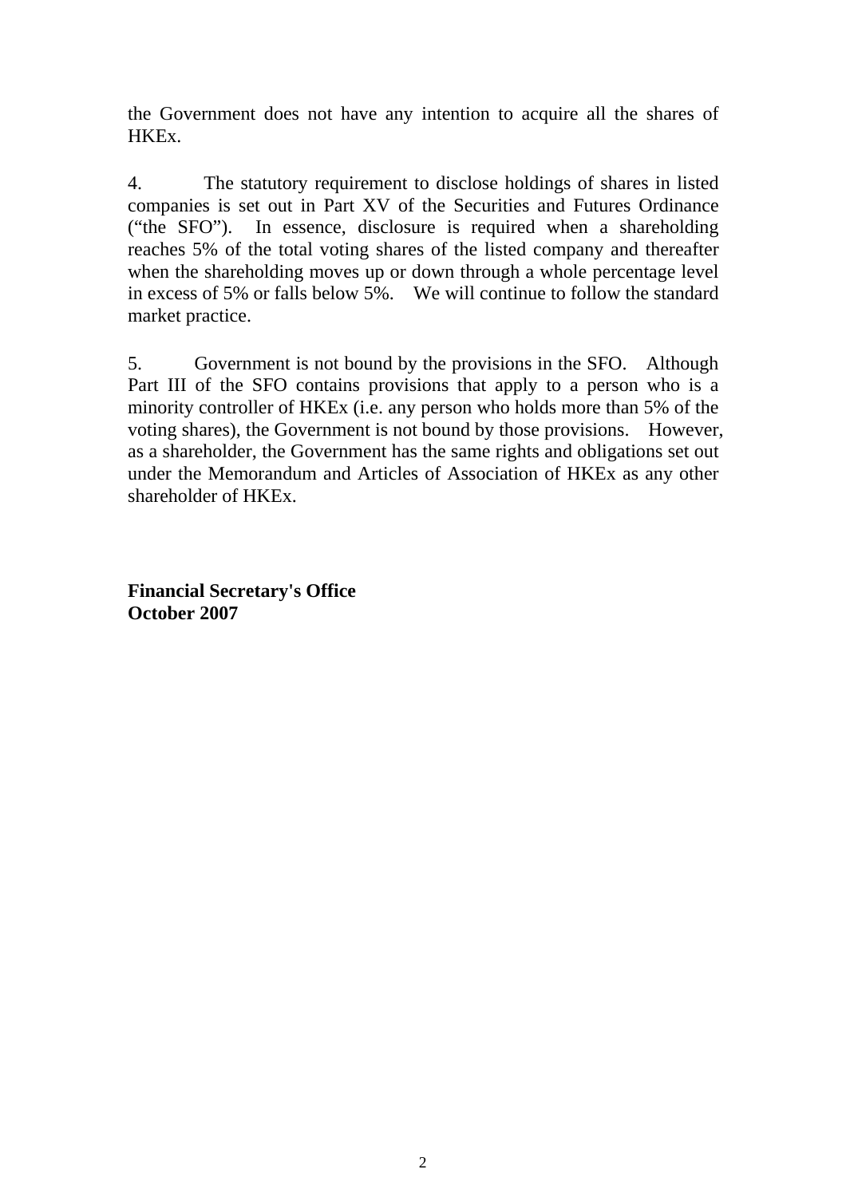the Government does not have any intention to acquire all the shares of HKEx.

4. The statutory requirement to disclose holdings of shares in listed companies is set out in Part XV of the Securities and Futures Ordinance ("the SFO"). In essence, disclosure is required when a shareholding reaches 5% of the total voting shares of the listed company and thereafter when the shareholding moves up or down through a whole percentage level in excess of 5% or falls below 5%. We will continue to follow the standard market practice.

5. Government is not bound by the provisions in the SFO. Although Part III of the SFO contains provisions that apply to a person who is a minority controller of HKEx (i.e. any person who holds more than 5% of the voting shares), the Government is not bound by those provisions. However, as a shareholder, the Government has the same rights and obligations set out under the Memorandum and Articles of Association of HKEx as any other shareholder of HKEx.

**Financial Secretary's Office**
**October 2007**